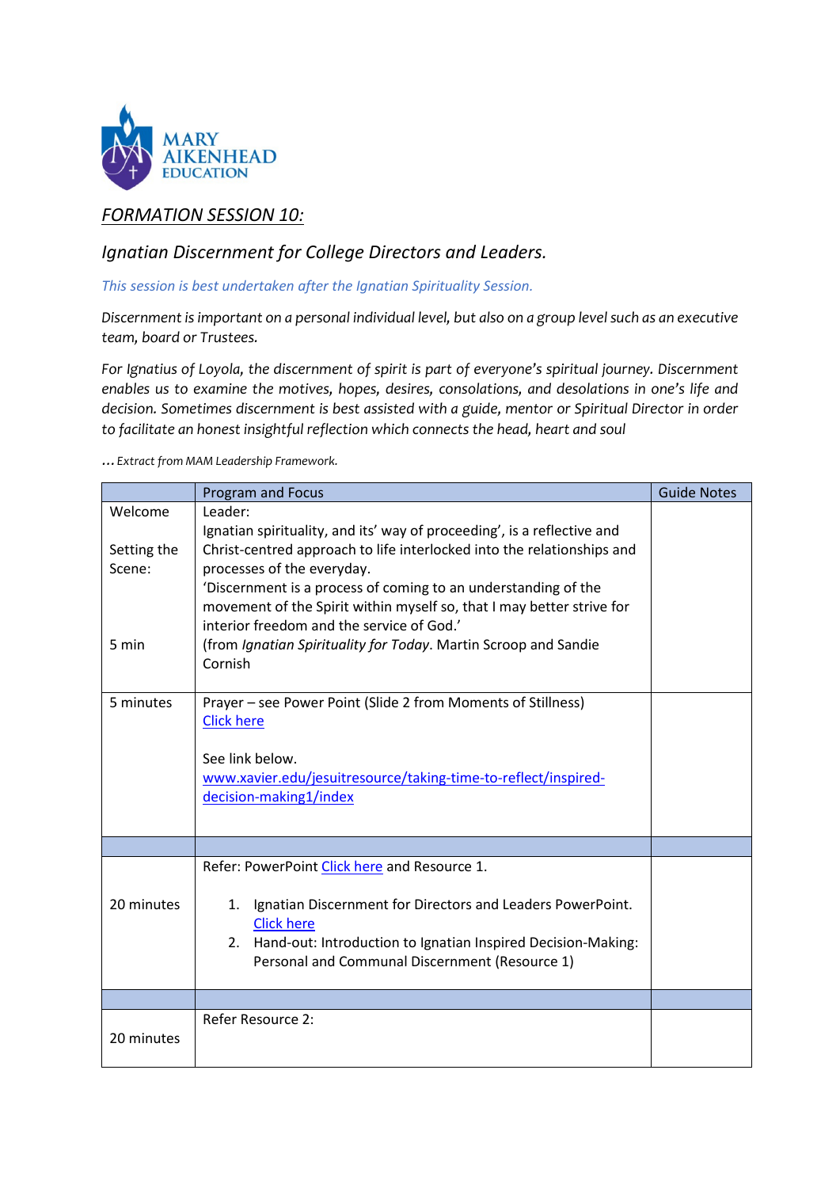MARY AIKENHEAD EDUCATION

## *FORMATION SESSION 10:*

### *Ignatian Discernment for College Directors and Leaders.*

*This session is best undertaken after the Ignatian Spirituality Session.*

*Discernment is important on a personal individual level, but also on a group level such as an executive team, board or Trustees.*

*For Ignatius of Loyola, the discernment of spirit is part of everyone's spiritual journey. Discernment enables us to examine the motives, hopes, desires, consolations, and desolations in one's life and decision. Sometimes discernment is best assisted with a guide, mentor or Spiritual Director in order to facilitate an honest insightful reflection which connects the head, heart and soul*

*…Extract from MAM Leadership Framework.*

| | Program and Focus | Guide Notes |
|---|---|---|
| Welcome<br><br>Setting the Scene:<br><br>5 min | Leader:<br>Ignatian spirituality, and its' way of proceeding', is a reflective and Christ-centred approach to life interlocked into the relationships and processes of the everyday.<br>'Discernment is a process of coming to an understanding of the movement of the Spirit within myself so, that I may better strive for interior freedom and the service of God.'<br>(from *Ignatian Spirituality for Today*. Martin Scroop and Sandie Cornish | |
| 5 minutes | Prayer – see Power Point (Slide 2 from Moments of Stillness)<br>Click here<br><br>See link below.<br>www.xavier.edu/jesuitresource/taking-time-to-reflect/inspired-decision-making1/index | |
| | | |
| 20 minutes | Refer: PowerPoint Click here and Resource 1.<br><br>1. Ignatian Discernment for Directors and Leaders PowerPoint. Click here<br>2. Hand-out: Introduction to Ignatian Inspired Decision-Making: Personal and Communal Discernment (Resource 1) | |
| | | |
| 20 minutes | Refer Resource 2: | |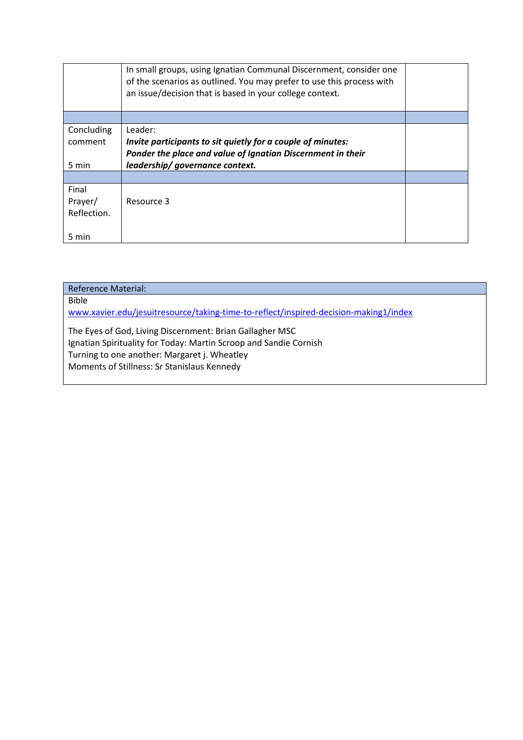| | | |
|---|---|---|
| | In small groups, using Ignatian Communal Discernment, consider one of the scenarios as outlined. You may prefer to use this process with an issue/decision that is based in your college context. | |
| | | |
| Concluding comment<br><br>5 min | Leader:<br>***Invite participants to sit quietly for a couple of minutes:***<br>***Ponder the place and value of Ignatian Discernment in their leadership/ governance context.*** | |
| | | |
| Final Prayer/ Reflection.<br><br>5 min | Resource 3 | |

| Reference Material: |
|---|
| Bible<br>[www.xavier.edu/jesuitresource/taking-time-to-reflect/inspired-decision-making1/index](www.xavier.edu/jesuitresource/taking-time-to-reflect/inspired-decision-making1/index)<br><br>The Eyes of God, Living Discernment: Brian Gallagher MSC<br>Ignatian Spirituality for Today: Martin Scroop and Sandie Cornish<br>Turning to one another: Margaret j. Wheatley<br>Moments of Stillness: Sr Stanislaus Kennedy |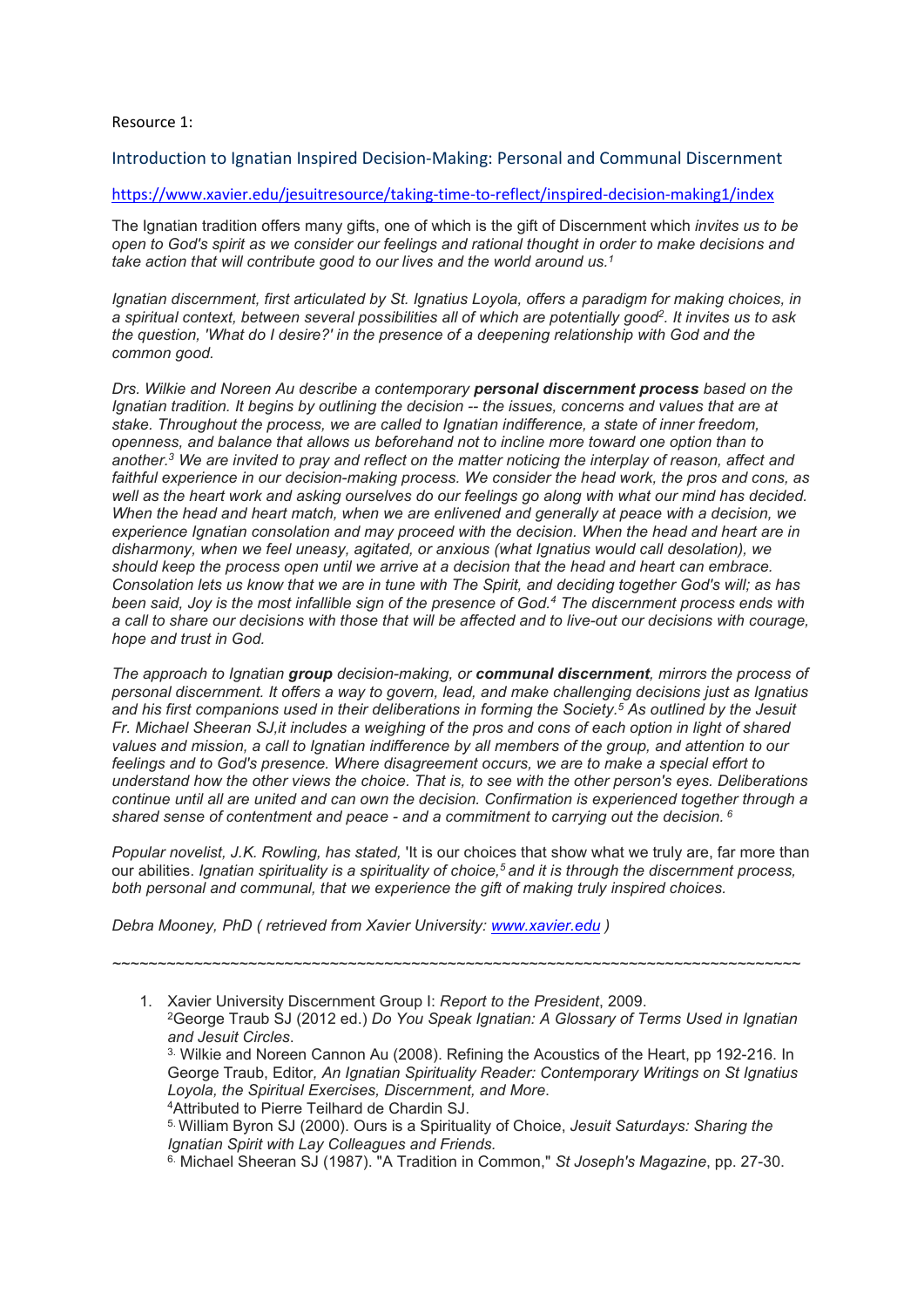Resource 1:

## Introduction to Ignatian Inspired Decision-Making: Personal and Communal Discernment

https://www.xavier.edu/jesuitresource/taking-time-to-reflect/inspired-decision-making1/index

The Ignatian tradition offers many gifts, one of which is the gift of Discernment which *invites us to be open to God's spirit as we consider our feelings and rational thought in order to make decisions and take action that will contribute good to our lives and the world around us.[1]*

*Ignatian discernment, first articulated by St. Ignatius Loyola, offers a paradigm for making choices, in a spiritual context, between several possibilities all of which are potentially good[2]. It invites us to ask the question, 'What do I desire?' in the presence of a deepening relationship with God and the common good.*

*Drs. Wilkie and Noreen Au describe a contemporary **personal discernment process** based on the Ignatian tradition. It begins by outlining the decision -- the issues, concerns and values that are at stake. Throughout the process, we are called to Ignatian indifference, a state of inner freedom, openness, and balance that allows us beforehand not to incline more toward one option than to another.[3] We are invited to pray and reflect on the matter noticing the interplay of reason, affect and faithful experience in our decision-making process. We consider the head work, the pros and cons, as well as the heart work and asking ourselves do our feelings go along with what our mind has decided. When the head and heart match, when we are enlivened and generally at peace with a decision, we experience Ignatian consolation and may proceed with the decision. When the head and heart are in disharmony, when we feel uneasy, agitated, or anxious (what Ignatius would call desolation), we should keep the process open until we arrive at a decision that the head and heart can embrace. Consolation lets us know that we are in tune with The Spirit, and deciding together God's will; as has been said, Joy is the most infallible sign of the presence of God.[4] The discernment process ends with a call to share our decisions with those that will be affected and to live-out our decisions with courage, hope and trust in God.*

*The approach to Ignatian **group** decision-making, or **communal discernment**, mirrors the process of personal discernment. It offers a way to govern, lead, and make challenging decisions just as Ignatius and his first companions used in their deliberations in forming the Society.[5] As outlined by the Jesuit Fr. Michael Sheeran SJ,it includes a weighing of the pros and cons of each option in light of shared values and mission, a call to Ignatian indifference by all members of the group, and attention to our feelings and to God's presence. Where disagreement occurs, we are to make a special effort to understand how the other views the choice. That is, to see with the other person's eyes. Deliberations continue until all are united and can own the decision. Confirmation is experienced together through a shared sense of contentment and peace - and a commitment to carrying out the decision. [6]*

*Popular novelist, J.K. Rowling, has stated,* 'It is our choices that show what we truly are, far more than our abilities. *Ignatian spirituality is a spirituality of choice,[5] and it is through the discernment process, both personal and communal, that we experience the gift of making truly inspired choices.*

*Debra Mooney, PhD ( retrieved from Xavier University: www.xavier.edu )*

~~~~~~~~~~~~~~~~~~~~~~~~~~~~~~~~~~~~~~~~~~~~~~~~~~~~~~~~~~~~~~~~~~~~~~~~~~~~~~

1. Xavier University Discernment Group I: *Report to the President*, 2009.
   [2]George Traub SJ (2012 ed.) *Do You Speak Ignatian: A Glossary of Terms Used in Ignatian and Jesuit Circles*.
   [3.] Wilkie and Noreen Cannon Au (2008). Refining the Acoustics of the Heart, pp 192-216. In George Traub, Editor, *An Ignatian Spirituality Reader: Contemporary Writings on St Ignatius Loyola, the Spiritual Exercises, Discernment, and More.*
   [4]Attributed to Pierre Teilhard de Chardin SJ.
   [5.] William Byron SJ (2000). Ours is a Spirituality of Choice, *Jesuit Saturdays: Sharing the Ignatian Spirit with Lay Colleagues and Friends.*
   [6.] Michael Sheeran SJ (1987). "A Tradition in Common," *St Joseph's Magazine*, pp. 27-30.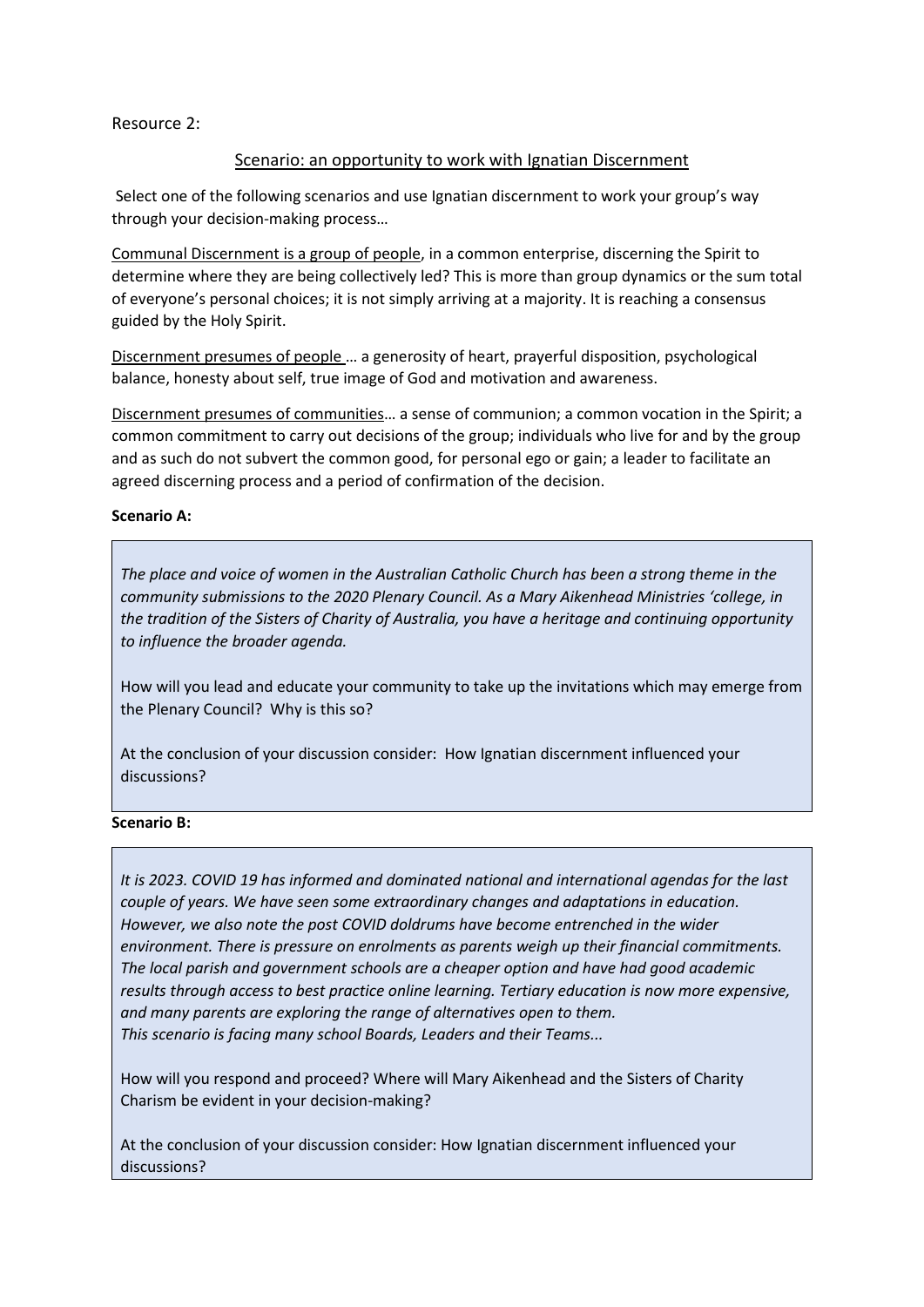Resource 2:

## Scenario: an opportunity to work with Ignatian Discernment

Select one of the following scenarios and use Ignatian discernment to work your group's way through your decision-making process…

Communal Discernment is a group of people, in a common enterprise, discerning the Spirit to determine where they are being collectively led? This is more than group dynamics or the sum total of everyone's personal choices; it is not simply arriving at a majority. It is reaching a consensus guided by the Holy Spirit.

Discernment presumes of people … a generosity of heart, prayerful disposition, psychological balance, honesty about self, true image of God and motivation and awareness.

Discernment presumes of communities… a sense of communion; a common vocation in the Spirit; a common commitment to carry out decisions of the group; individuals who live for and by the group and as such do not subvert the common good, for personal ego or gain; a leader to facilitate an agreed discerning process and a period of confirmation of the decision.

**Scenario A:**

*The place and voice of women in the Australian Catholic Church has been a strong theme in the community submissions to the 2020 Plenary Council. As a Mary Aikenhead Ministries 'college, in the tradition of the Sisters of Charity of Australia, you have a heritage and continuing opportunity to influence the broader agenda.*

How will you lead and educate your community to take up the invitations which may emerge from the Plenary Council? Why is this so?

At the conclusion of your discussion consider: How Ignatian discernment influenced your discussions?

**Scenario B:**

*It is 2023. COVID 19 has informed and dominated national and international agendas for the last couple of years. We have seen some extraordinary changes and adaptations in education. However, we also note the post COVID doldrums have become entrenched in the wider environment. There is pressure on enrolments as parents weigh up their financial commitments. The local parish and government schools are a cheaper option and have had good academic results through access to best practice online learning. Tertiary education is now more expensive, and many parents are exploring the range of alternatives open to them.*
*This scenario is facing many school Boards, Leaders and their Teams...*

How will you respond and proceed? Where will Mary Aikenhead and the Sisters of Charity Charism be evident in your decision-making?

At the conclusion of your discussion consider: How Ignatian discernment influenced your discussions?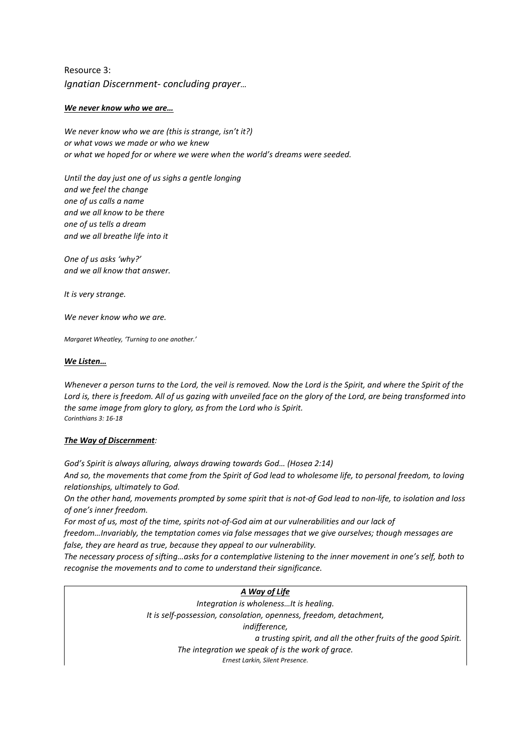Resource 3:

*Ignatian Discernment- concluding prayer…*

***We never know who we are…***

*We never know who we are (this is strange, isn't it?)*
*or what vows we made or who we knew*
*or what we hoped for or where we were when the world's dreams were seeded.*

*Until the day just one of us sighs a gentle longing*
*and we feel the change*
*one of us calls a name*
*and we all know to be there*
*one of us tells a dream*
*and we all breathe life into it*

*One of us asks 'why?'*
*and we all know that answer.*

*It is very strange.*

*We never know who we are.*

*Margaret Wheatley, 'Turning to one another.'*

***We Listen…***

*Whenever a person turns to the Lord, the veil is removed. Now the Lord is the Spirit, and where the Spirit of the Lord is, there is freedom. All of us gazing with unveiled face on the glory of the Lord, are being transformed into the same image from glory to glory, as from the Lord who is Spirit.*
*Corinthians 3: 16-18*

***The Way of Discernment:***

*God's Spirit is always alluring, always drawing towards God… (Hosea 2:14)*
*And so, the movements that come from the Spirit of God lead to wholesome life, to personal freedom, to loving relationships, ultimately to God.*
*On the other hand, movements prompted by some spirit that is not-of God lead to non-life, to isolation and loss of one's inner freedom.*
*For most of us, most of the time, spirits not-of-God aim at our vulnerabilities and our lack of freedom…Invariably, the temptation comes via false messages that we give ourselves; though messages are false, they are heard as true, because they appeal to our vulnerability.*
*The necessary process of sifting…asks for a contemplative listening to the inner movement in one's self, both to recognise the movements and to come to understand their significance.*

***A Way of Life***

*Integration is wholeness…It is healing.*
*It is self-possession, consolation, openness, freedom, detachment,*
*indifference,*
*a trusting spirit, and all the other fruits of the good Spirit.*
*The integration we speak of is the work of grace.*
*Ernest Larkin, Silent Presence.*